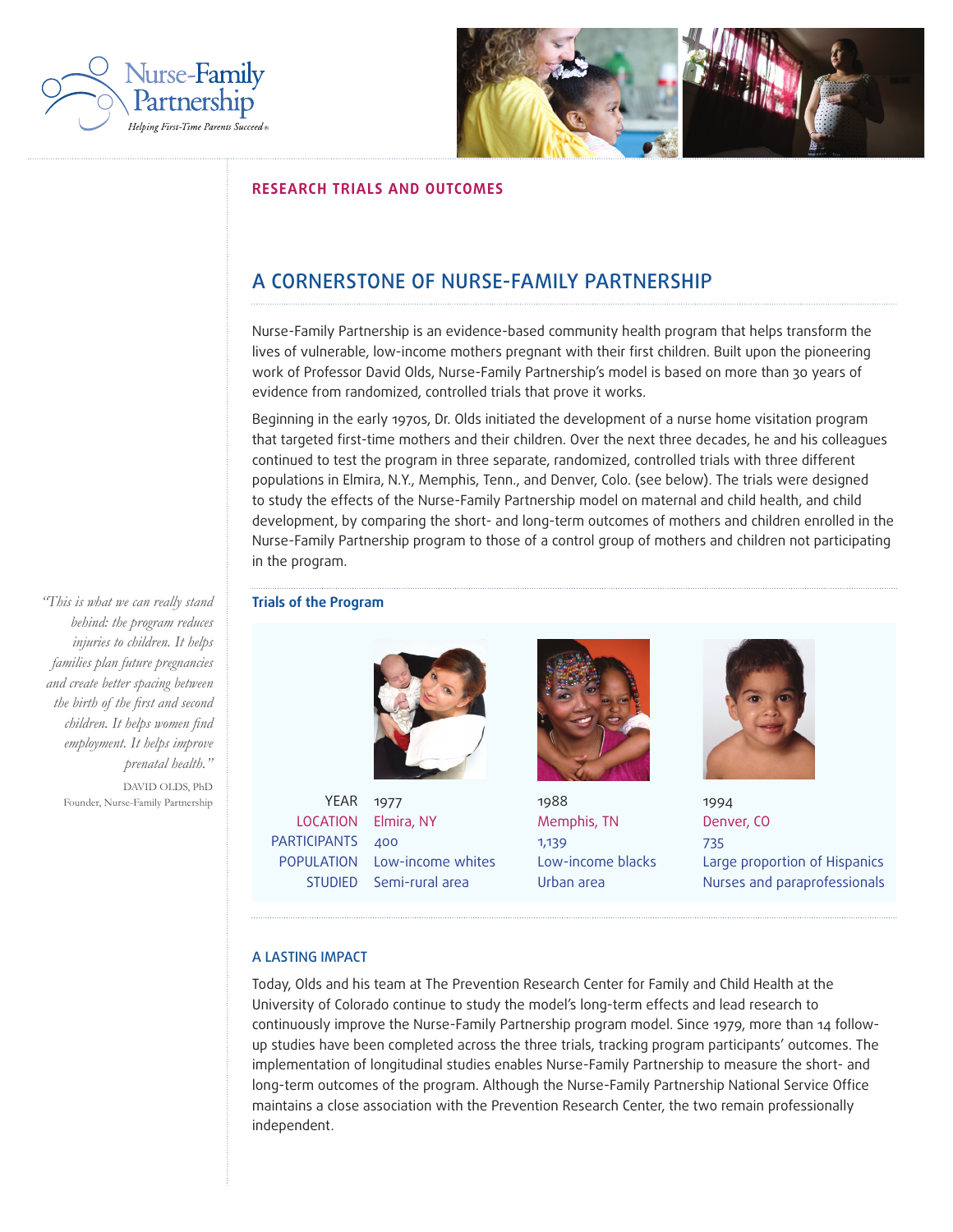Nurse-Family Partnership
*Helping First-Time Parents Succeed®*

**RESEARCH TRIALS AND OUTCOMES**

## A CORNERSTONE OF NURSE-FAMILY PARTNERSHIP

Nurse-Family Partnership is an evidence-based community health program that helps transform the lives of vulnerable, low-income mothers pregnant with their first children. Built upon the pioneering work of Professor David Olds, Nurse-Family Partnership's model is based on more than 30 years of evidence from randomized, controlled trials that prove it works.

Beginning in the early 1970s, Dr. Olds initiated the development of a nurse home visitation program that targeted first-time mothers and their children. Over the next three decades, he and his colleagues continued to test the program in three separate, randomized, controlled trials with three different populations in Elmira, N.Y., Memphis, Tenn., and Denver, Colo. (see below). The trials were designed to study the effects of the Nurse-Family Partnership model on maternal and child health, and child development, by comparing the short- and long-term outcomes of mothers and children enrolled in the Nurse-Family Partnership program to those of a control group of mothers and children not participating in the program.

> *"This is what we can really stand behind: the program reduces injuries to children. It helps families plan future pregnancies and create better spacing between the birth of the first and second children. It helps women find employment. It helps improve prenatal health."*
>
> DAVID OLDS, PhD
> Founder, Nurse-Family Partnership

### Trials of the Program

| | | | |
|---|---|---|---|
| YEAR | 1977 | 1988 | 1994 |
| LOCATION | Elmira, NY | Memphis, TN | Denver, CO |
| PARTICIPANTS | 400 | 1,139 | 735 |
| POPULATION STUDIED | Low-income whites<br>Semi-rural area | Low-income blacks<br>Urban area | Large proportion of Hispanics<br>Nurses and paraprofessionals |

### A LASTING IMPACT

Today, Olds and his team at The Prevention Research Center for Family and Child Health at the University of Colorado continue to study the model's long-term effects and lead research to continuously improve the Nurse-Family Partnership program model. Since 1979, more than 14 follow-up studies have been completed across the three trials, tracking program participants' outcomes. The implementation of longitudinal studies enables Nurse-Family Partnership to measure the short- and long-term outcomes of the program. Although the Nurse-Family Partnership National Service Office maintains a close association with the Prevention Research Center, the two remain professionally independent.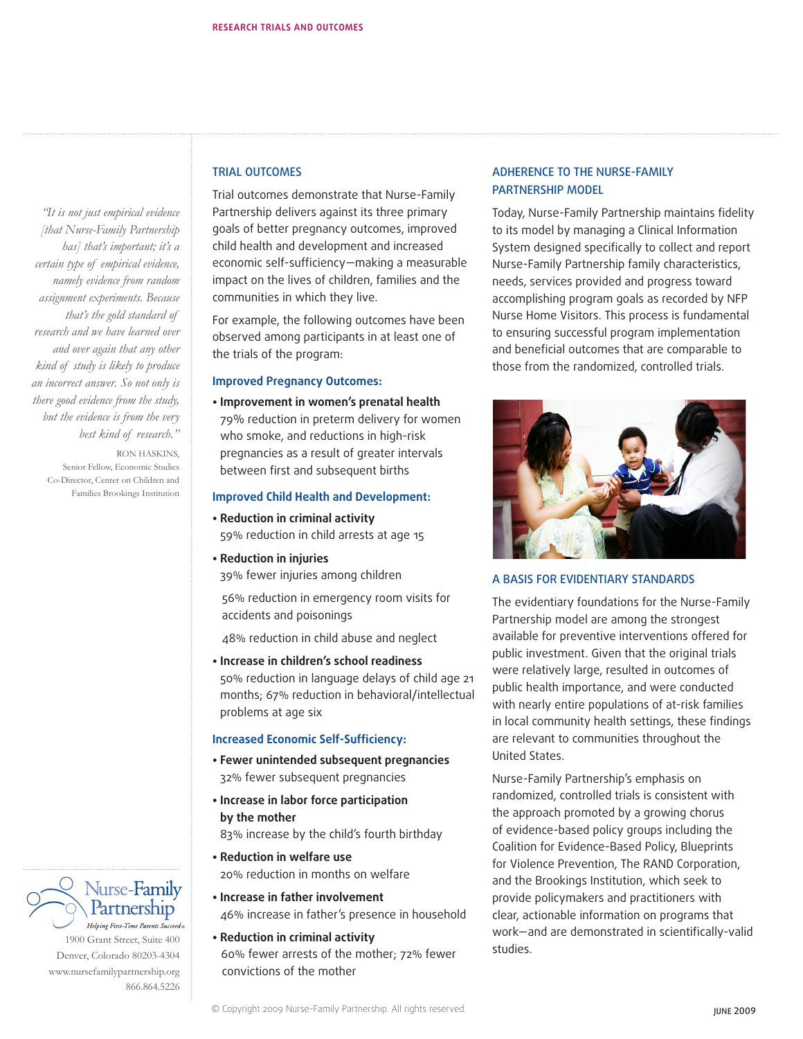RESEARCH TRIALS AND OUTCOMES

*"It is not just empirical evidence [that Nurse-Family Partnership has] that's important; it's a certain type of empirical evidence, namely evidence from random assignment experiments. Because that's the gold standard of research and we have learned over and over again that any other kind of study is likely to produce an incorrect answer. So not only is there good evidence from the study, but the evidence is from the very best kind of research."*

RON HASKINS,
Senior Fellow, Economic Studies
Co-Director, Center on Children and Families Brookings Institution

## TRIAL OUTCOMES

Trial outcomes demonstrate that Nurse-Family Partnership delivers against its three primary goals of better pregnancy outcomes, improved child health and development and increased economic self-sufficiency—making a measurable impact on the lives of children, families and the communities in which they live.

For example, the following outcomes have been observed among participants in at least one of the trials of the program:

### Improved Pregnancy Outcomes:

- **Improvement in women's prenatal health**
  79% reduction in preterm delivery for women who smoke, and reductions in high-risk pregnancies as a result of greater intervals between first and subsequent births

### Improved Child Health and Development:

- **Reduction in criminal activity**
  59% reduction in child arrests at age 15
- **Reduction in injuries**
  39% fewer injuries among children

  56% reduction in emergency room visits for accidents and poisonings

  48% reduction in child abuse and neglect
- **Increase in children's school readiness**
  50% reduction in language delays of child age 21 months; 67% reduction in behavioral/intellectual problems at age six

### Increased Economic Self-Sufficiency:

- **Fewer unintended subsequent pregnancies**
  32% fewer subsequent pregnancies
- **Increase in labor force participation by the mother**
  83% increase by the child's fourth birthday
- **Reduction in welfare use**
  20% reduction in months on welfare
- **Increase in father involvement**
  46% increase in father's presence in household
- **Reduction in criminal activity**
  60% fewer arrests of the mother; 72% fewer convictions of the mother

## ADHERENCE TO THE NURSE-FAMILY PARTNERSHIP MODEL

Today, Nurse-Family Partnership maintains fidelity to its model by managing a Clinical Information System designed specifically to collect and report Nurse-Family Partnership family characteristics, needs, services provided and progress toward accomplishing program goals as recorded by NFP Nurse Home Visitors. This process is fundamental to ensuring successful program implementation and beneficial outcomes that are comparable to those from the randomized, controlled trials.

## A BASIS FOR EVIDENTIARY STANDARDS

The evidentiary foundations for the Nurse-Family Partnership model are among the strongest available for preventive interventions offered for public investment. Given that the original trials were relatively large, resulted in outcomes of public health importance, and were conducted with nearly entire populations of at-risk families in local community health settings, these findings are relevant to communities throughout the United States.

Nurse-Family Partnership's emphasis on randomized, controlled trials is consistent with the approach promoted by a growing chorus of evidence-based policy groups including the Coalition for Evidence-Based Policy, Blueprints for Violence Prevention, The RAND Corporation, and the Brookings Institution, which seek to provide policymakers and practitioners with clear, actionable information on programs that work—and are demonstrated in scientifically-valid studies.

Nurse-Family Partnership
*Helping First-Time Parents Succeed®*
1900 Grant Street, Suite 400
Denver, Colorado 80203-4304
www.nursefamilypartnership.org
866.864.5226

© Copyright 2009 Nurse-Family Partnership. All rights reserved.

JUNE 2009